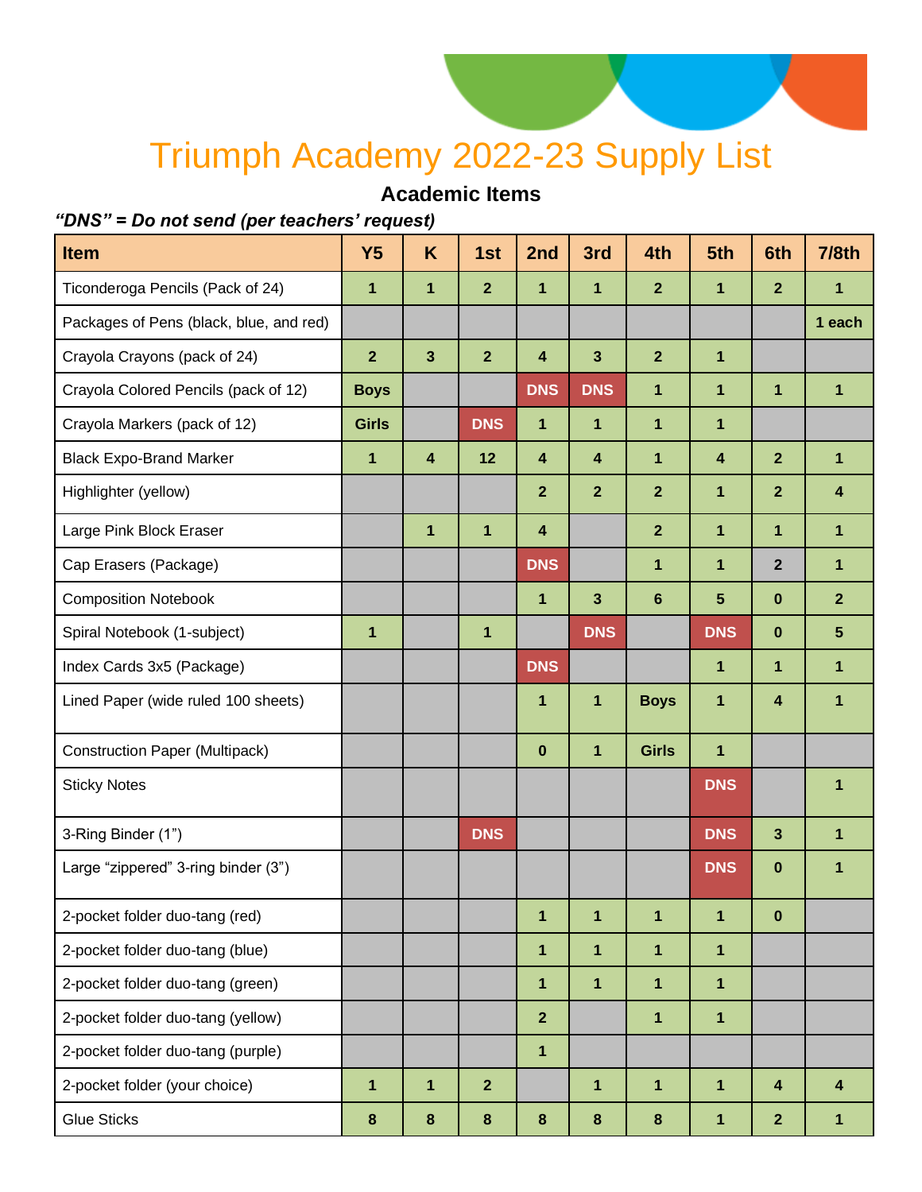# Triumph Academy 2022-23 Supply List

## Academic Items

***"DNS" = Do not send (per teachers' request)***

| Item | Y5 | K | 1st | 2nd | 3rd | 4th | 5th | 6th | 7/8th |
|---|---|---|---|---|---|---|---|---|---|
| Ticonderoga Pencils (Pack of 24) | 1 | 1 | 2 | 1 | 1 | 2 | 1 | 2 | 1 |
| Packages of Pens (black, blue, and red) | | | | | | | | | 1 each |
| Crayola Crayons (pack of 24) | 2 | 3 | 2 | 4 | 3 | 2 | 1 | | |
| Crayola Colored Pencils (pack of 12) | Boys | | | DNS | DNS | 1 | 1 | 1 | 1 |
| Crayola Markers (pack of 12) | Girls | | DNS | 1 | 1 | 1 | 1 | | |
| Black Expo-Brand Marker | 1 | 4 | 12 | 4 | 4 | 1 | 4 | 2 | 1 |
| Highlighter (yellow) | | | | 2 | 2 | 2 | 1 | 2 | 4 |
| Large Pink Block Eraser | | 1 | 1 | 4 | | 2 | 1 | 1 | 1 |
| Cap Erasers (Package) | | | | DNS | | 1 | 1 | 2 | 1 |
| Composition Notebook | | | | 1 | 3 | 6 | 5 | 0 | 2 |
| Spiral Notebook (1-subject) | 1 | | 1 | | DNS | | DNS | 0 | 5 |
| Index Cards 3x5 (Package) | | | | DNS | | | 1 | 1 | 1 |
| Lined Paper (wide ruled 100 sheets) | | | | 1 | 1 | Boys | 1 | 4 | 1 |
| Construction Paper (Multipack) | | | | 0 | 1 | Girls | 1 | | |
| Sticky Notes | | | | | | | DNS | | 1 |
| 3-Ring Binder (1") | | | DNS | | | | DNS | 3 | 1 |
| Large "zippered" 3-ring binder (3") | | | | | | | DNS | 0 | 1 |
| 2-pocket folder duo-tang (red) | | | | 1 | 1 | 1 | 1 | 0 | |
| 2-pocket folder duo-tang (blue) | | | | 1 | 1 | 1 | 1 | | |
| 2-pocket folder duo-tang (green) | | | | 1 | 1 | 1 | 1 | | |
| 2-pocket folder duo-tang (yellow) | | | | 2 | | 1 | 1 | | |
| 2-pocket folder duo-tang (purple) | | | | 1 | | | | | |
| 2-pocket folder (your choice) | 1 | 1 | 2 | | 1 | 1 | 1 | 4 | 4 |
| Glue Sticks | 8 | 8 | 8 | 8 | 8 | 8 | 1 | 2 | 1 |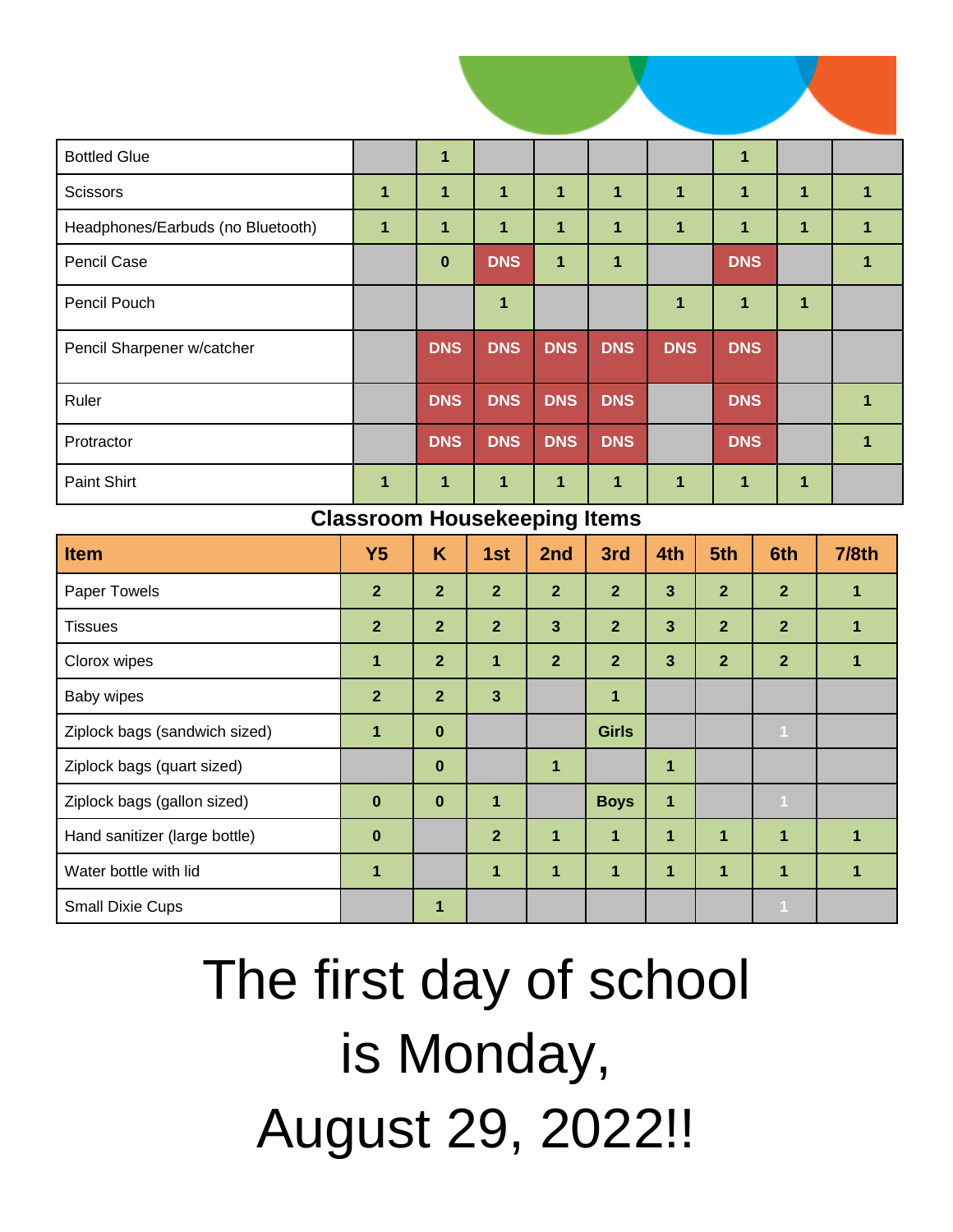| | | | | | | | | | |
|---|---|---|---|---|---|---|---|---|---|
| Bottled Glue | | 1 | | | | | 1 | | |
| Scissors | 1 | 1 | 1 | 1 | 1 | 1 | 1 | 1 | 1 |
| Headphones/Earbuds (no Bluetooth) | 1 | 1 | 1 | 1 | 1 | 1 | 1 | 1 | 1 |
| Pencil Case | | 0 | DNS | 1 | 1 | | DNS | | 1 |
| Pencil Pouch | | | 1 | | | 1 | 1 | 1 | |
| Pencil Sharpener w/catcher | | DNS | DNS | DNS | DNS | DNS | DNS | | |
| Ruler | | DNS | DNS | DNS | DNS | | DNS | | 1 |
| Protractor | | DNS | DNS | DNS | DNS | | DNS | | 1 |
| Paint Shirt | 1 | 1 | 1 | 1 | 1 | 1 | 1 | 1 | |

## Classroom Housekeeping Items

| Item | Y5 | K | 1st | 2nd | 3rd | 4th | 5th | 6th | 7/8th |
|---|---|---|---|---|---|---|---|---|---|
| Paper Towels | 2 | 2 | 2 | 2 | 2 | 3 | 2 | 2 | 1 |
| Tissues | 2 | 2 | 2 | 3 | 2 | 3 | 2 | 2 | 1 |
| Clorox wipes | 1 | 2 | 1 | 2 | 2 | 3 | 2 | 2 | 1 |
| Baby wipes | 2 | 2 | 3 | | 1 | | | | |
| Ziplock bags (sandwich sized) | 1 | 0 | | | Girls | | | 1 | |
| Ziplock bags (quart sized) | | 0 | | 1 | | 1 | | | |
| Ziplock bags (gallon sized) | 0 | 0 | 1 | | Boys | 1 | | 1 | |
| Hand sanitizer (large bottle) | 0 | | 2 | 1 | 1 | 1 | 1 | 1 | 1 |
| Water bottle with lid | 1 | | 1 | 1 | 1 | 1 | 1 | 1 | 1 |
| Small Dixie Cups | | 1 | | | | | | 1 | |

# The first day of school is Monday, August 29, 2022!!